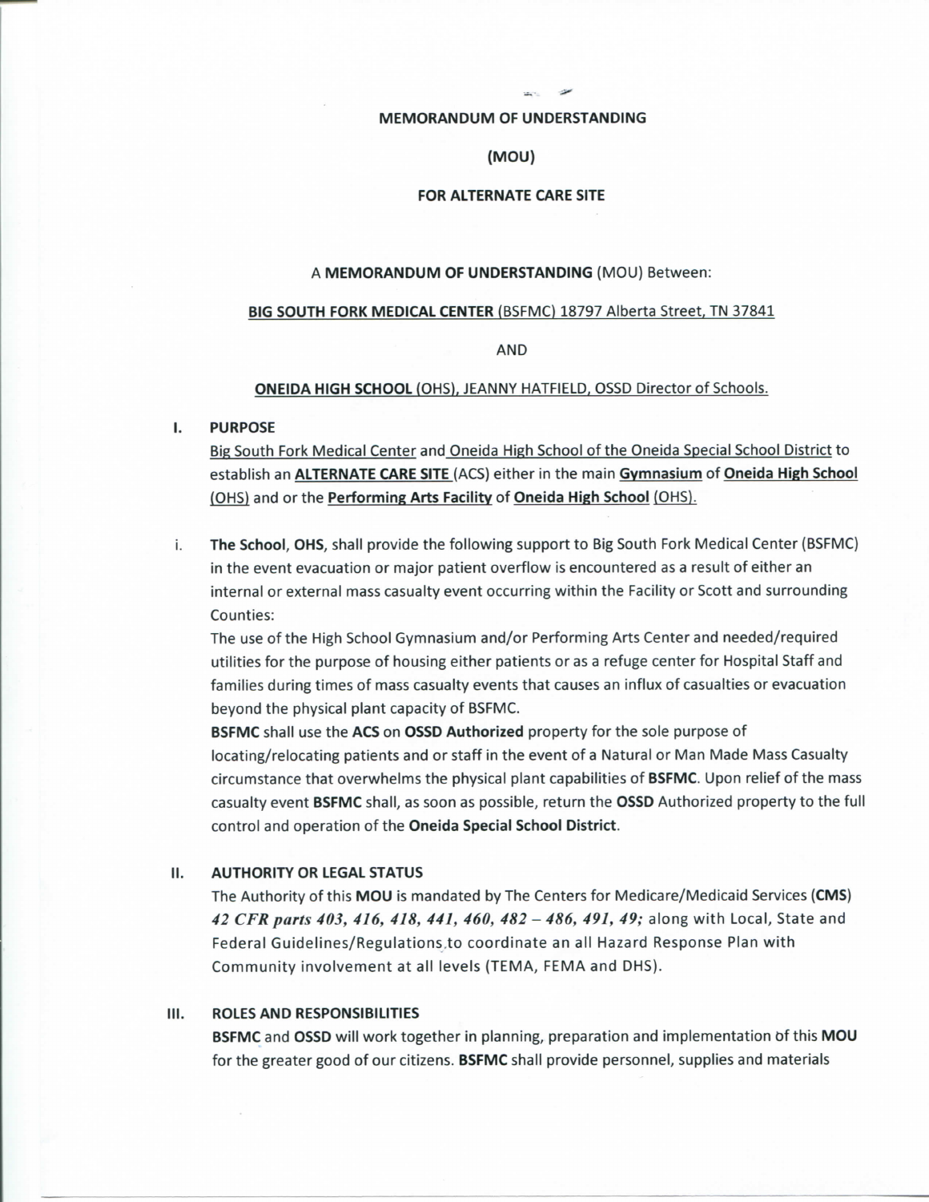# MEMORANDUM OF UNDERSTANDING

# (MOU)

# FOR ALTERNATE CARE SITE

A **MEMORANDUM OF UNDERSTANDING** (MOU) Between:

**BIG SOUTH FORK MEDICAL CENTER** (BSFMC) 18797 Alberta Street, TN 37841

AND

**ONEIDA HIGH SCHOOL** (OHS), JEANNY HATFIELD, OSSD Director of Schools.

## I. PURPOSE

Big South Fork Medical Center and Oneida High School of the Oneida Special School District to establish an **ALTERNATE CARE SITE** (ACS) either in the main **Gymnasium** of **Oneida High School** (OHS) and or the **Performing Arts Facility** of **Oneida High School** (OHS).

i. **The School**, **OHS**, shall provide the following support to Big South Fork Medical Center (BSFMC) in the event evacuation or major patient overflow is encountered as a result of either an internal or external mass casualty event occurring within the Facility or Scott and surrounding Counties:

The use of the High School Gymnasium and/or Performing Arts Center and needed/required utilities for the purpose of housing either patients or as a refuge center for Hospital Staff and families during times of mass casualty events that causes an influx of casualties or evacuation beyond the physical plant capacity of BSFMC.

**BSFMC** shall use the **ACS** on **OSSD Authorized** property for the sole purpose of locating/relocating patients and or staff in the event of a Natural or Man Made Mass Casualty circumstance that overwhelms the physical plant capabilities of **BSFMC**. Upon relief of the mass casualty event **BSFMC** shall, as soon as possible, return the **OSSD** Authorized property to the full control and operation of the **Oneida Special School District**.

## II. AUTHORITY OR LEGAL STATUS

The Authority of this **MOU** is mandated by The Centers for Medicare/Medicaid Services (**CMS**) ***42 CFR parts 403, 416, 418, 441, 460, 482 – 486, 491, 49;*** along with Local, State and Federal Guidelines/Regulations to coordinate an all Hazard Response Plan with Community involvement at all levels (TEMA, FEMA and DHS).

## III. ROLES AND RESPONSIBILITIES

**BSFMC** and **OSSD** will work together in planning, preparation and implementation of this **MOU** for the greater good of our citizens. **BSFMC** shall provide personnel, supplies and materials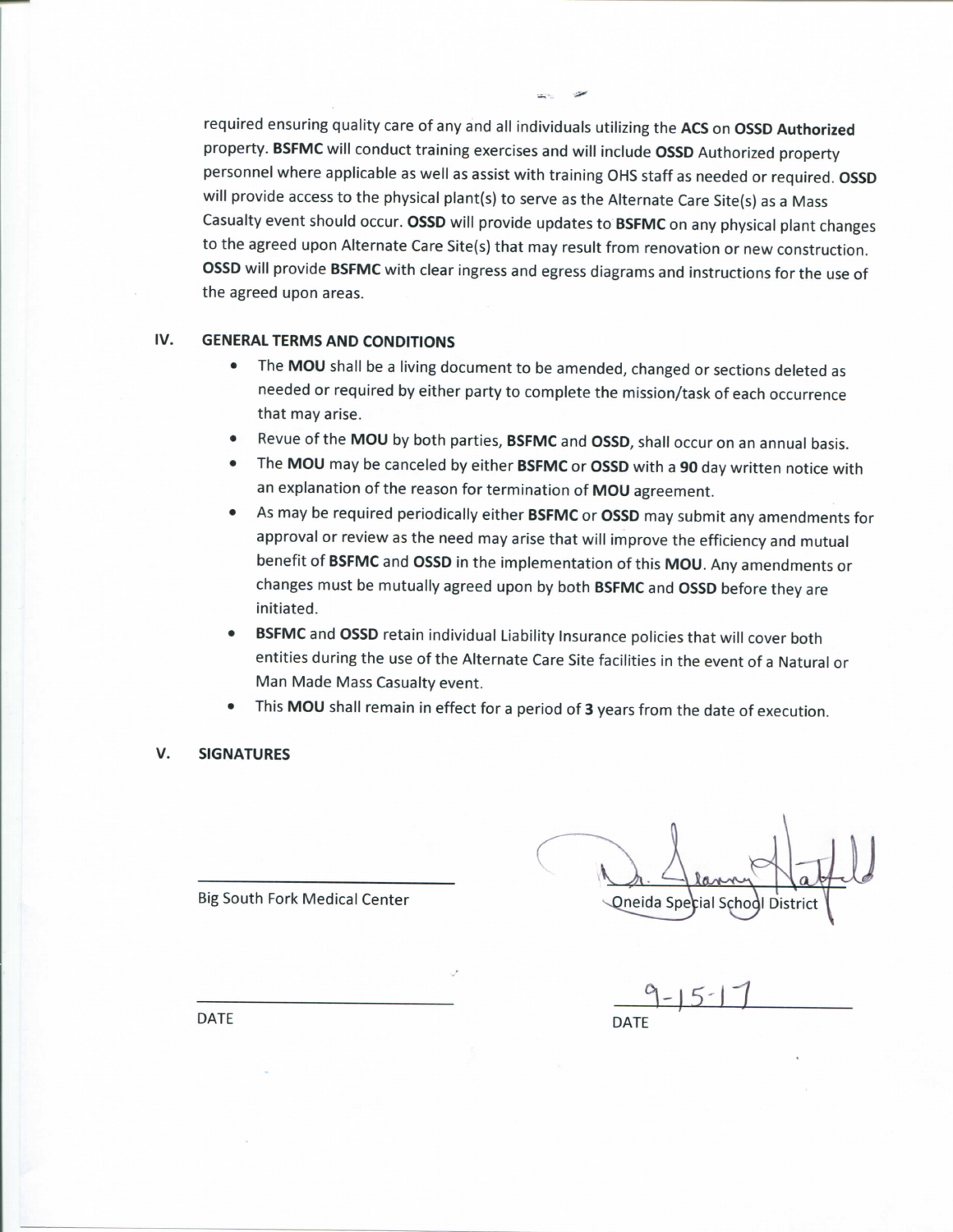required ensuring quality care of any and all individuals utilizing the **ACS** on **OSSD Authorized** property. **BSFMC** will conduct training exercises and will include **OSSD** Authorized property personnel where applicable as well as assist with training OHS staff as needed or required. **OSSD** will provide access to the physical plant(s) to serve as the Alternate Care Site(s) as a Mass Casualty event should occur. **OSSD** will provide updates to **BSFMC** on any physical plant changes to the agreed upon Alternate Care Site(s) that may result from renovation or new construction. **OSSD** will provide **BSFMC** with clear ingress and egress diagrams and instructions for the use of the agreed upon areas.

## IV. GENERAL TERMS AND CONDITIONS

- The **MOU** shall be a living document to be amended, changed or sections deleted as needed or required by either party to complete the mission/task of each occurrence that may arise.
- Revue of the **MOU** by both parties, **BSFMC** and **OSSD**, shall occur on an annual basis.
- The **MOU** may be canceled by either **BSFMC** or **OSSD** with a **90** day written notice with an explanation of the reason for termination of **MOU** agreement.
- As may be required periodically either **BSFMC** or **OSSD** may submit any amendments for approval or review as the need may arise that will improve the efficiency and mutual benefit of **BSFMC** and **OSSD** in the implementation of this **MOU**. Any amendments or changes must be mutually agreed upon by both **BSFMC** and **OSSD** before they are initiated.
- **BSFMC** and **OSSD** retain individual Liability Insurance policies that will cover both entities during the use of the Alternate Care Site facilities in the event of a Natural or Man Made Mass Casualty event.
- This **MOU** shall remain in effect for a period of **3** years from the date of execution.

## V. SIGNATURES

| | |
|---|---|
| ______________________ | Dr. Jeanny Hatfield |
| Big South Fork Medical Center | Oneida Special School District |
| ______________________ | 9-15-17 |
| DATE | DATE |